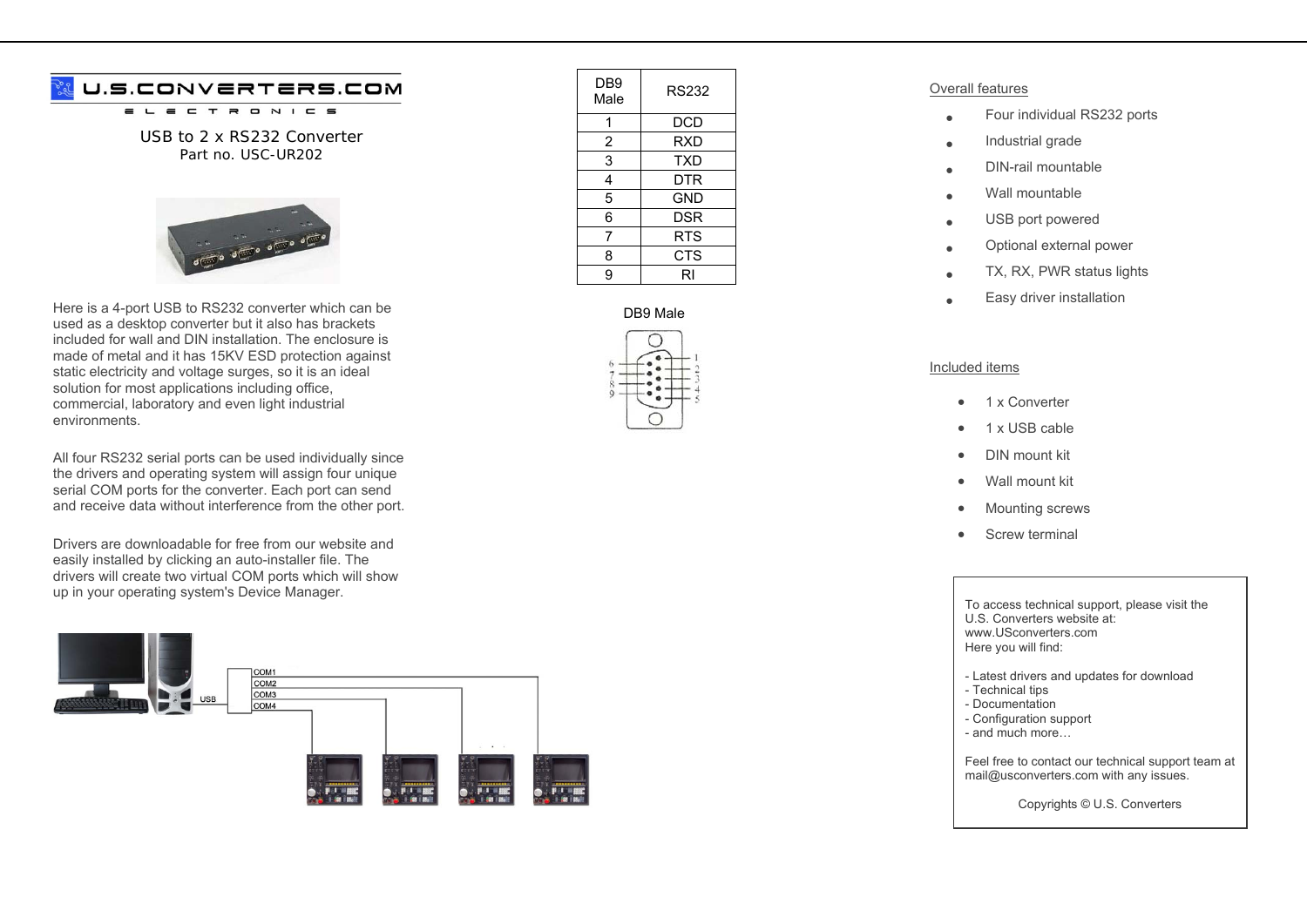U.S.CONVERTERS.COM

ELECTRONICS

## USB to 2 x RS232 Converter

Part no. USC-UR202

Here is a 4-port USB to RS232 converter which can be used as a desktop converter but it also has brackets included for wall and DIN installation. The enclosure is made of metal and it has 15KV ESD protection against static electricity and voltage surges, so it is an ideal solution for most applications including office, commercial, laboratory and even light industrial environments.

All four RS232 serial ports can be used individually since the drivers and operating system will assign four unique serial COM ports for the converter. Each port can send and receive data without interference from the other port.

Drivers are downloadable for free from our website and easily installed by clicking an auto-installer file. The drivers will create two virtual COM ports which will show up in your operating system's Device Manager.

USB
COM1
COM2
COM3
COM4

| DB9 Male | RS232 |
| --- | --- |
| 1 | DCD |
| 2 | RXD |
| 3 | TXD |
| 4 | DTR |
| 5 | GND |
| 6 | DSR |
| 7 | RTS |
| 8 | CTS |
| 9 | RI |

DB9 Male

Overall features

- Four individual RS232 ports
- Industrial grade
- DIN-rail mountable
- Wall mountable
- USB port powered
- Optional external power
- TX, RX, PWR status lights
- Easy driver installation

Included items

- 1 x Converter
- 1 x USB cable
- DIN mount kit
- Wall mount kit
- Mounting screws
- Screw terminal

To access technical support, please visit the U.S. Converters website at:
www.USconverters.com
Here you will find:

- Latest drivers and updates for download
- Technical tips
- Documentation
- Configuration support
- and much more…

Feel free to contact our technical support team at mail@usconverters.com with any issues.

Copyrights © U.S. Converters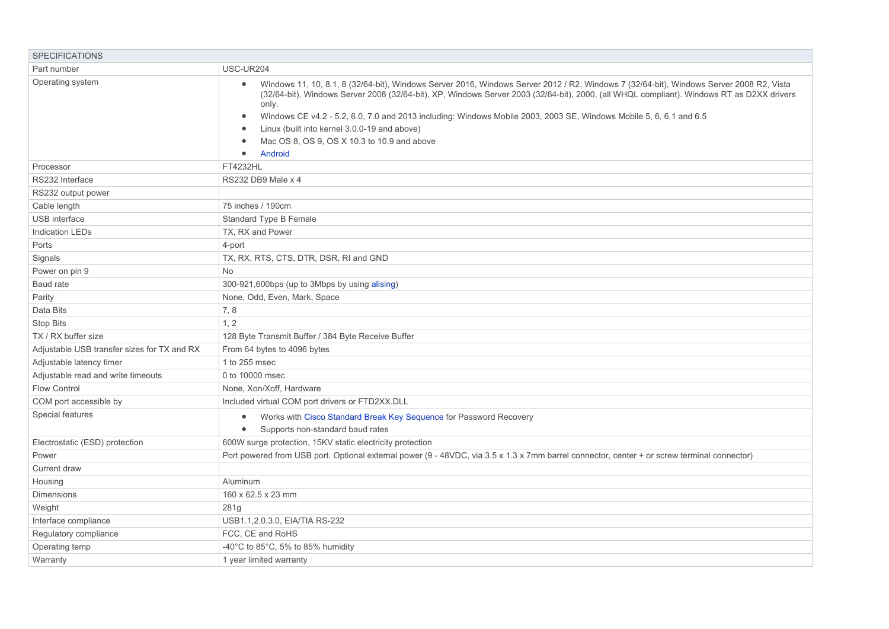| SPECIFICATIONS | |
|---|---|
| Part number | USC-UR204 |
| Operating system | • Windows 11, 10, 8.1, 8 (32/64-bit), Windows Server 2016, Windows Server 2012 / R2, Windows 7 (32/64-bit), Windows Server 2008 R2, Vista (32/64-bit), Windows Server 2008 (32/64-bit), XP, Windows Server 2003 (32/64-bit), 2000, (all WHQL compliant). Windows RT as D2XX drivers only.<br>• Windows CE v4.2 - 5.2, 6.0, 7.0 and 2013 including: Windows Mobile 2003, 2003 SE, Windows Mobile 5, 6, 6.1 and 6.5<br>• Linux (built into kernel 3.0.0-19 and above)<br>• Mac OS 8, OS 9, OS X 10.3 to 10.9 and above<br>• Android |
| Processor | FT4232HL |
| RS232 Interface | RS232 DB9 Male x 4 |
| RS232 output power | |
| Cable length | 75 inches / 190cm |
| USB interface | Standard Type B Female |
| Indication LEDs | TX, RX and Power |
| Ports | 4-port |
| Signals | TX, RX, RTS, CTS, DTR, DSR, RI and GND |
| Power on pin 9 | No |
| Baud rate | 300-921,600bps (up to 3Mbps by using alising) |
| Parity | None, Odd, Even, Mark, Space |
| Data Bits | 7, 8 |
| Stop Bits | 1, 2 |
| TX / RX buffer size | 128 Byte Transmit Buffer / 384 Byte Receive Buffer |
| Adjustable USB transfer sizes for TX and RX | From 64 bytes to 4096 bytes |
| Adjustable latency timer | 1 to 255 msec |
| Adjustable read and write timeouts | 0 to 10000 msec |
| Flow Control | None, Xon/Xoff, Hardware |
| COM port accessible by | Included virtual COM port drivers or FTD2XX.DLL |
| Special features | • Works with Cisco Standard Break Key Sequence for Password Recovery<br>• Supports non-standard baud rates |
| Electrostatic (ESD) protection | 600W surge protection, 15KV static electricity protection |
| Power | Port powered from USB port. Optional external power (9 - 48VDC, via 3.5 x 1.3 x 7mm barrel connector, center + or screw terminal connector) |
| Current draw | |
| Housing | Aluminum |
| Dimensions | 160 x 62.5 x 23 mm |
| Weight | 281g |
| Interface compliance | USB1.1,2.0,3.0, EIA/TIA RS-232 |
| Regulatory compliance | FCC, CE and RoHS |
| Operating temp | -40°C to 85°C, 5% to 85% humidity |
| Warranty | 1 year limited warranty |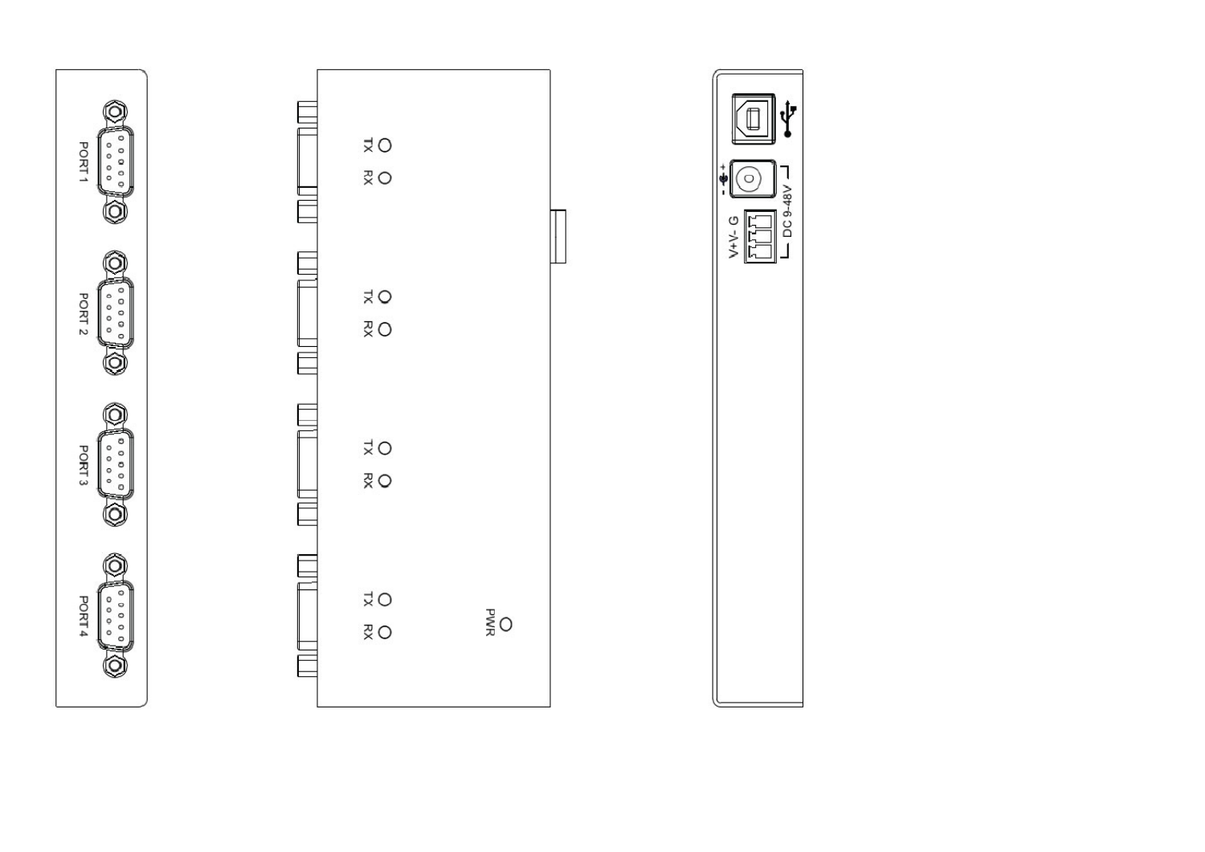PORT 1

PORT 2

PORT 3

PORT 4

TX

RX

TX

RX

TX

RX

TX

RX

PWR

V+ V- G

DC 9-48V